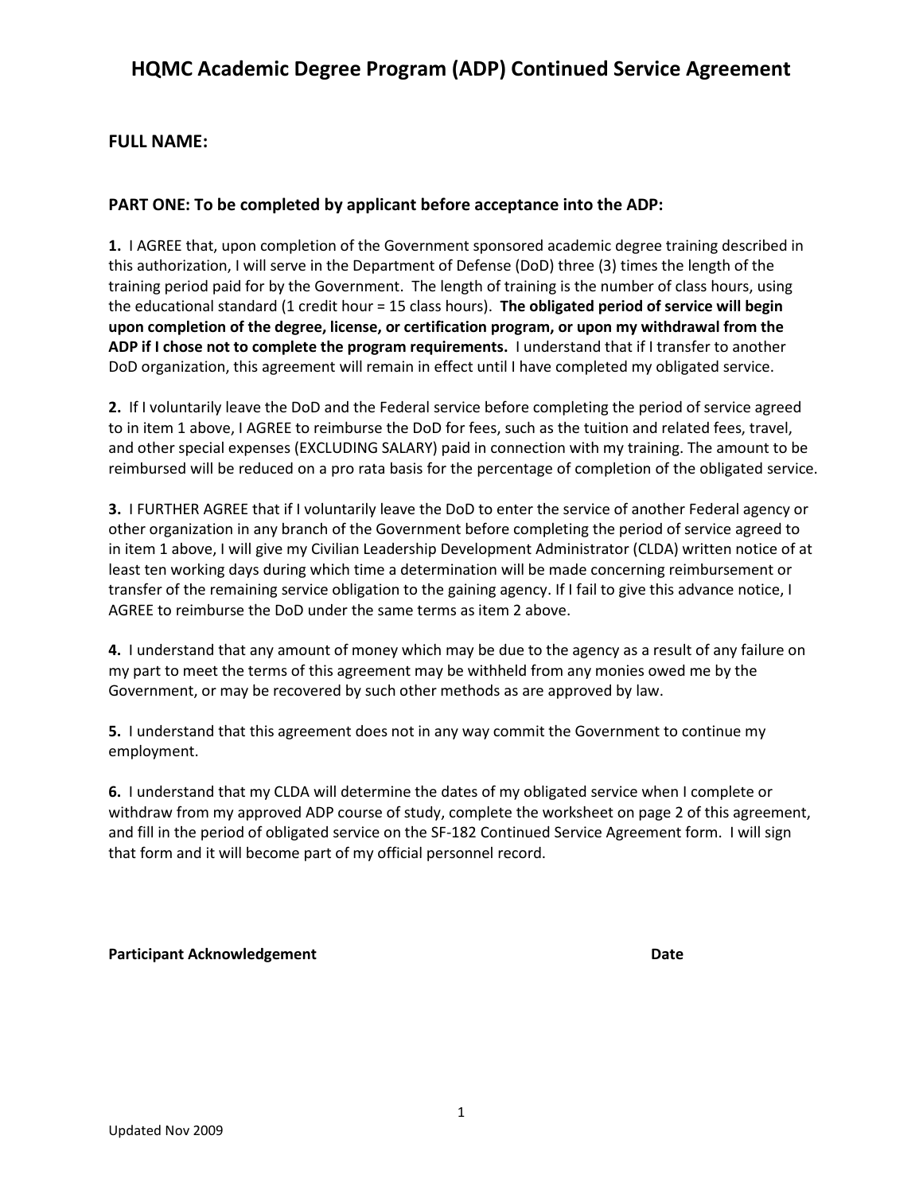# HQMC Academic Degree Program (ADP) Continued Service Agreement

**FULL NAME:**

**PART ONE: To be completed by applicant before acceptance into the ADP:**

**1.** I AGREE that, upon completion of the Government sponsored academic degree training described in this authorization, I will serve in the Department of Defense (DoD) three (3) times the length of the training period paid for by the Government. The length of training is the number of class hours, using the educational standard (1 credit hour = 15 class hours). **The obligated period of service will begin upon completion of the degree, license, or certification program, or upon my withdrawal from the ADP if I chose not to complete the program requirements.** I understand that if I transfer to another DoD organization, this agreement will remain in effect until I have completed my obligated service.

**2.** If I voluntarily leave the DoD and the Federal service before completing the period of service agreed to in item 1 above, I AGREE to reimburse the DoD for fees, such as the tuition and related fees, travel, and other special expenses (EXCLUDING SALARY) paid in connection with my training. The amount to be reimbursed will be reduced on a pro rata basis for the percentage of completion of the obligated service.

**3.** I FURTHER AGREE that if I voluntarily leave the DoD to enter the service of another Federal agency or other organization in any branch of the Government before completing the period of service agreed to in item 1 above, I will give my Civilian Leadership Development Administrator (CLDA) written notice of at least ten working days during which time a determination will be made concerning reimbursement or transfer of the remaining service obligation to the gaining agency. If I fail to give this advance notice, I AGREE to reimburse the DoD under the same terms as item 2 above.

**4.** I understand that any amount of money which may be due to the agency as a result of any failure on my part to meet the terms of this agreement may be withheld from any monies owed me by the Government, or may be recovered by such other methods as are approved by law.

**5.** I understand that this agreement does not in any way commit the Government to continue my employment.

**6.** I understand that my CLDA will determine the dates of my obligated service when I complete or withdraw from my approved ADP course of study, complete the worksheet on page 2 of this agreement, and fill in the period of obligated service on the SF-182 Continued Service Agreement form. I will sign that form and it will become part of my official personnel record.

**Participant Acknowledgement** **Date**

Updated Nov 2009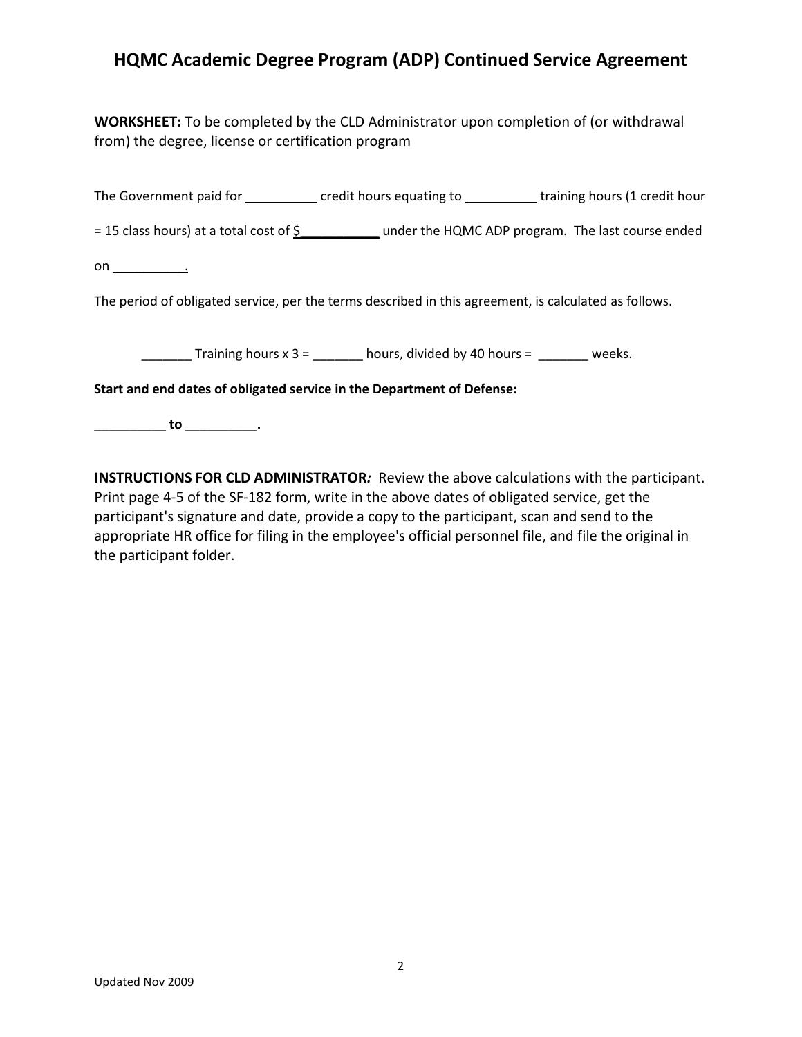## HQMC Academic Degree Program (ADP) Continued Service Agreement

**WORKSHEET:** To be completed by the CLD Administrator upon completion of (or withdrawal from) the degree, license or certification program

The Government paid for __________ credit hours equating to __________ training hours (1 credit hour = 15 class hours) at a total cost of $___________ under the HQMC ADP program. The last course ended on __________.

The period of obligated service, per the terms described in this agreement, is calculated as follows.

_______ Training hours x 3 = _______ hours, divided by 40 hours = _______ weeks.

**Start and end dates of obligated service in the Department of Defense:**

**__________to __________.**

**INSTRUCTIONS FOR CLD ADMINISTRATOR*:*** Review the above calculations with the participant. Print page 4-5 of the SF-182 form, write in the above dates of obligated service, get the participant's signature and date, provide a copy to the participant, scan and send to the appropriate HR office for filing in the employee's official personnel file, and file the original in the participant folder.

Updated Nov 2009